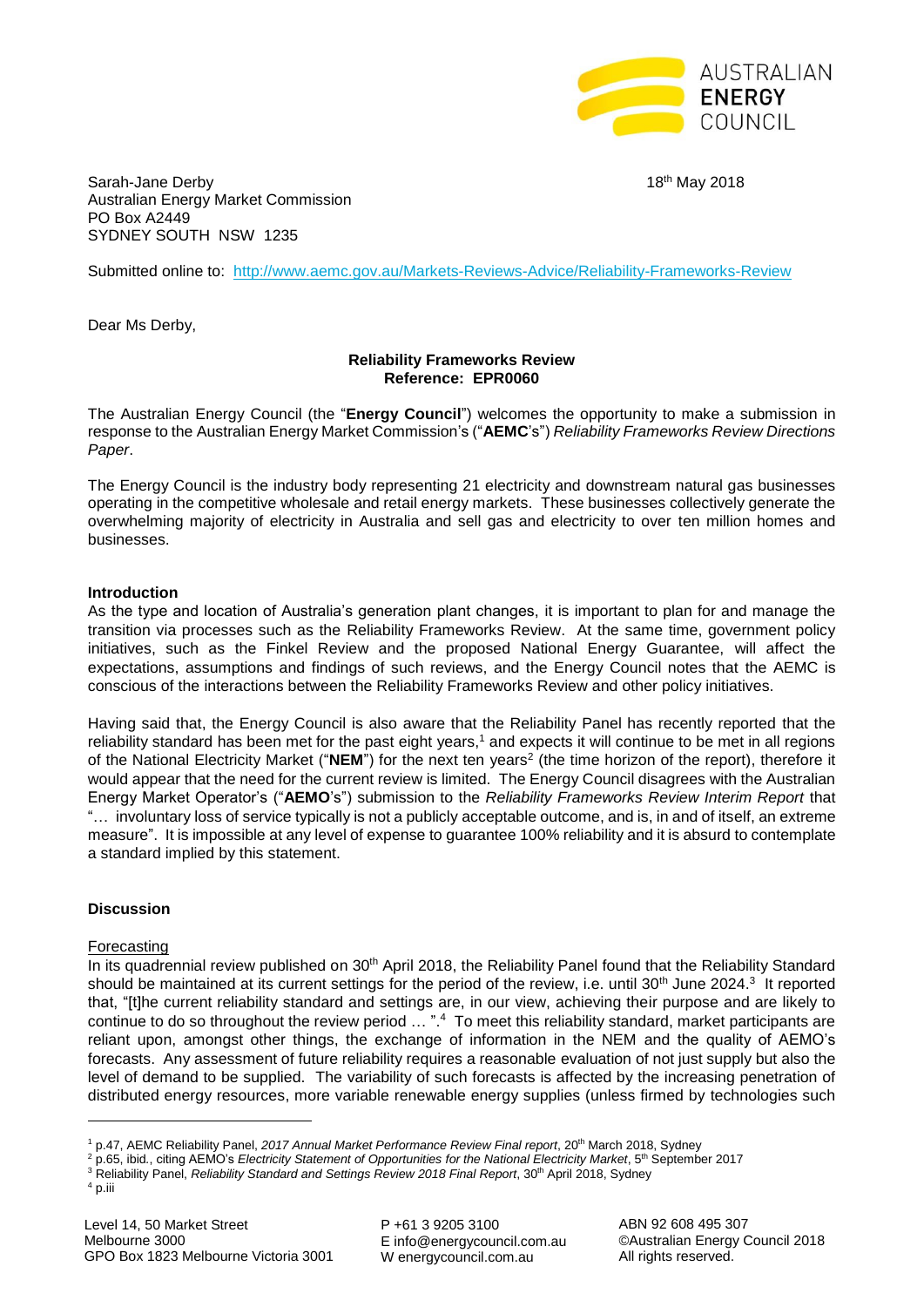Sarah-Jane Derby
Australian Energy Market Commission
PO Box A2449
SYDNEY SOUTH NSW 1235

18th May 2018

Submitted online to: http://www.aemc.gov.au/Markets-Reviews-Advice/Reliability-Frameworks-Review

Dear Ms Derby,

**Reliability Frameworks Review**
**Reference: EPR0060**

The Australian Energy Council (the "**Energy Council**") welcomes the opportunity to make a submission in response to the Australian Energy Market Commission's ("**AEMC**'s") *Reliability Frameworks Review Directions Paper*.

The Energy Council is the industry body representing 21 electricity and downstream natural gas businesses operating in the competitive wholesale and retail energy markets. These businesses collectively generate the overwhelming majority of electricity in Australia and sell gas and electricity to over ten million homes and businesses.

**Introduction**

As the type and location of Australia's generation plant changes, it is important to plan for and manage the transition via processes such as the Reliability Frameworks Review. At the same time, government policy initiatives, such as the Finkel Review and the proposed National Energy Guarantee, will affect the expectations, assumptions and findings of such reviews, and the Energy Council notes that the AEMC is conscious of the interactions between the Reliability Frameworks Review and other policy initiatives.

Having said that, the Energy Council is also aware that the Reliability Panel has recently reported that the reliability standard has been met for the past eight years,[1] and expects it will continue to be met in all regions of the National Electricity Market ("**NEM**") for the next ten years[2] (the time horizon of the report), therefore it would appear that the need for the current review is limited. The Energy Council disagrees with the Australian Energy Market Operator's ("**AEMO**'s") submission to the *Reliability Frameworks Review Interim Report* that "… involuntary loss of service typically is not a publicly acceptable outcome, and is, in and of itself, an extreme measure". It is impossible at any level of expense to guarantee 100% reliability and it is absurd to contemplate a standard implied by this statement.

**Discussion**

Forecasting

In its quadrennial review published on 30th April 2018, the Reliability Panel found that the Reliability Standard should be maintained at its current settings for the period of the review, i.e. until 30th June 2024.[3] It reported that, "[t]he current reliability standard and settings are, in our view, achieving their purpose and are likely to continue to do so throughout the review period … ".[4] To meet this reliability standard, market participants are reliant upon, amongst other things, the exchange of information in the NEM and the quality of AEMO's forecasts. Any assessment of future reliability requires a reasonable evaluation of not just supply but also the level of demand to be supplied. The variability of such forecasts is affected by the increasing penetration of distributed energy resources, more variable renewable energy supplies (unless firmed by technologies such

---

[1] p.47, AEMC Reliability Panel, *2017 Annual Market Performance Review Final report*, 20th March 2018, Sydney

[2] p.65, ibid., citing AEMO's *Electricity Statement of Opportunities for the National Electricity Market*, 5th September 2017

[3] Reliability Panel, *Reliability Standard and Settings Review 2018 Final Report*, 30th April 2018, Sydney

[4] p.iii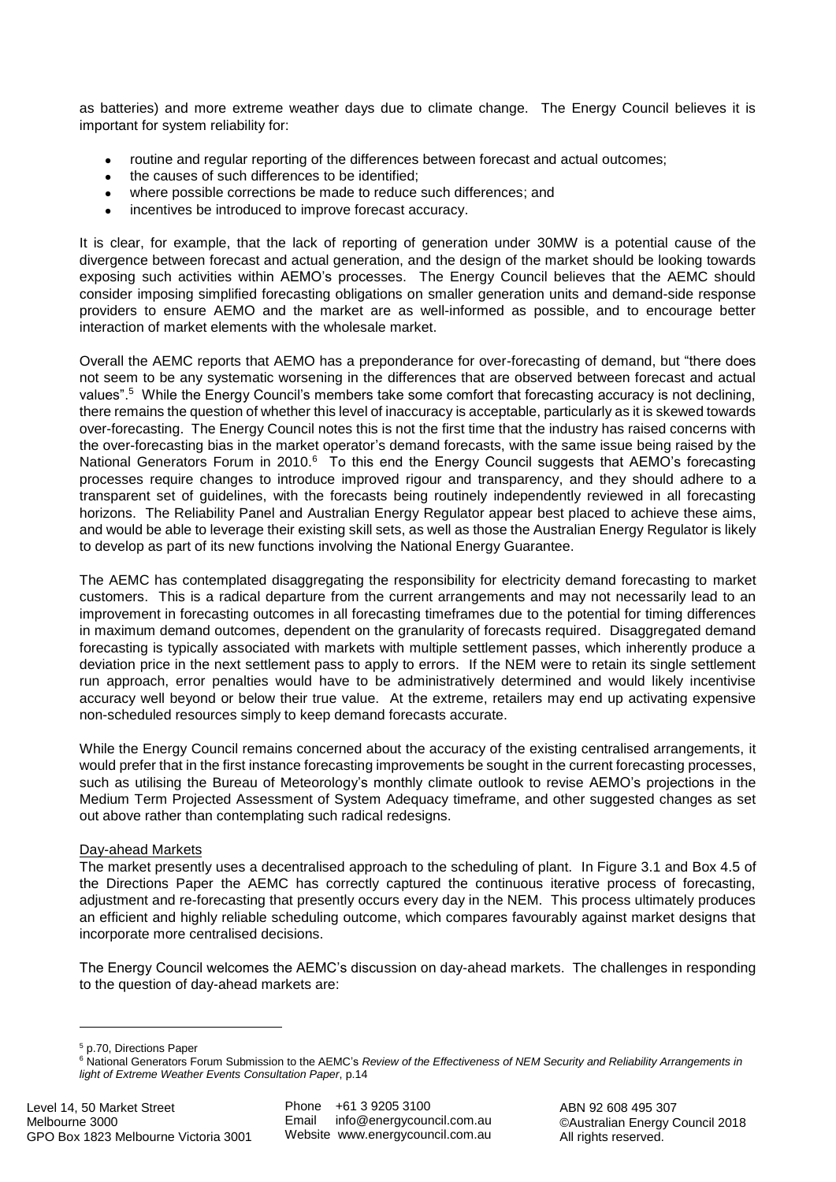as batteries) and more extreme weather days due to climate change. The Energy Council believes it is important for system reliability for:

- routine and regular reporting of the differences between forecast and actual outcomes;
- the causes of such differences to be identified;
- where possible corrections be made to reduce such differences; and
- incentives be introduced to improve forecast accuracy.

It is clear, for example, that the lack of reporting of generation under 30MW is a potential cause of the divergence between forecast and actual generation, and the design of the market should be looking towards exposing such activities within AEMO's processes. The Energy Council believes that the AEMC should consider imposing simplified forecasting obligations on smaller generation units and demand-side response providers to ensure AEMO and the market are as well-informed as possible, and to encourage better interaction of market elements with the wholesale market.

Overall the AEMC reports that AEMO has a preponderance for over-forecasting of demand, but "there does not seem to be any systematic worsening in the differences that are observed between forecast and actual values".[5] While the Energy Council's members take some comfort that forecasting accuracy is not declining, there remains the question of whether this level of inaccuracy is acceptable, particularly as it is skewed towards over-forecasting. The Energy Council notes this is not the first time that the industry has raised concerns with the over-forecasting bias in the market operator's demand forecasts, with the same issue being raised by the National Generators Forum in 2010.[6] To this end the Energy Council suggests that AEMO's forecasting processes require changes to introduce improved rigour and transparency, and they should adhere to a transparent set of guidelines, with the forecasts being routinely independently reviewed in all forecasting horizons. The Reliability Panel and Australian Energy Regulator appear best placed to achieve these aims, and would be able to leverage their existing skill sets, as well as those the Australian Energy Regulator is likely to develop as part of its new functions involving the National Energy Guarantee.

The AEMC has contemplated disaggregating the responsibility for electricity demand forecasting to market customers. This is a radical departure from the current arrangements and may not necessarily lead to an improvement in forecasting outcomes in all forecasting timeframes due to the potential for timing differences in maximum demand outcomes, dependent on the granularity of forecasts required. Disaggregated demand forecasting is typically associated with markets with multiple settlement passes, which inherently produce a deviation price in the next settlement pass to apply to errors. If the NEM were to retain its single settlement run approach, error penalties would have to be administratively determined and would likely incentivise accuracy well beyond or below their true value. At the extreme, retailers may end up activating expensive non-scheduled resources simply to keep demand forecasts accurate.

While the Energy Council remains concerned about the accuracy of the existing centralised arrangements, it would prefer that in the first instance forecasting improvements be sought in the current forecasting processes, such as utilising the Bureau of Meteorology's monthly climate outlook to revise AEMO's projections in the Medium Term Projected Assessment of System Adequacy timeframe, and other suggested changes as set out above rather than contemplating such radical redesigns.

<u>Day-ahead Markets</u>

The market presently uses a decentralised approach to the scheduling of plant. In Figure 3.1 and Box 4.5 of the Directions Paper the AEMC has correctly captured the continuous iterative process of forecasting, adjustment and re-forecasting that presently occurs every day in the NEM. This process ultimately produces an efficient and highly reliable scheduling outcome, which compares favourably against market designs that incorporate more centralised decisions.

The Energy Council welcomes the AEMC's discussion on day-ahead markets. The challenges in responding to the question of day-ahead markets are:

---

[5] p.70, Directions Paper

[6] National Generators Forum Submission to the AEMC's *Review of the Effectiveness of NEM Security and Reliability Arrangements in light of Extreme Weather Events Consultation Paper*, p.14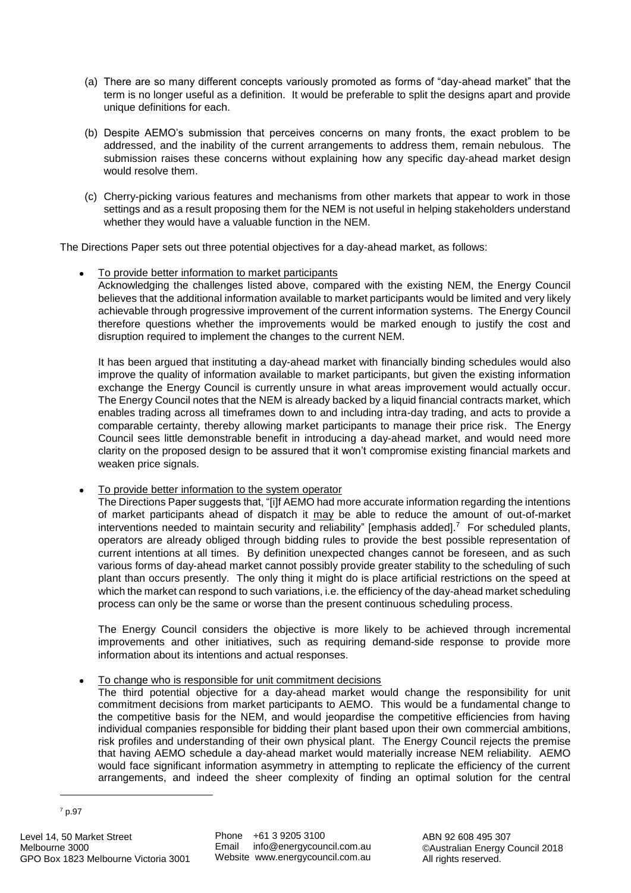(a) There are so many different concepts variously promoted as forms of "day-ahead market" that the term is no longer useful as a definition. It would be preferable to split the designs apart and provide unique definitions for each.

(b) Despite AEMO's submission that perceives concerns on many fronts, the exact problem to be addressed, and the inability of the current arrangements to address them, remain nebulous. The submission raises these concerns without explaining how any specific day-ahead market design would resolve them.

(c) Cherry-picking various features and mechanisms from other markets that appear to work in those settings and as a result proposing them for the NEM is not useful in helping stakeholders understand whether they would have a valuable function in the NEM.

The Directions Paper sets out three potential objectives for a day-ahead market, as follows:

- To provide better information to market participants
  Acknowledging the challenges listed above, compared with the existing NEM, the Energy Council believes that the additional information available to market participants would be limited and very likely achievable through progressive improvement of the current information systems. The Energy Council therefore questions whether the improvements would be marked enough to justify the cost and disruption required to implement the changes to the current NEM.

  It has been argued that instituting a day-ahead market with financially binding schedules would also improve the quality of information available to market participants, but given the existing information exchange the Energy Council is currently unsure in what areas improvement would actually occur. The Energy Council notes that the NEM is already backed by a liquid financial contracts market, which enables trading across all timeframes down to and including intra-day trading, and acts to provide a comparable certainty, thereby allowing market participants to manage their price risk. The Energy Council sees little demonstrable benefit in introducing a day-ahead market, and would need more clarity on the proposed design to be assured that it won't compromise existing financial markets and weaken price signals.

- To provide better information to the system operator
  The Directions Paper suggests that, "[i]f AEMO had more accurate information regarding the intentions of market participants ahead of dispatch it may be able to reduce the amount of out-of-market interventions needed to maintain security and reliability" [emphasis added].[7] For scheduled plants, operators are already obliged through bidding rules to provide the best possible representation of current intentions at all times. By definition unexpected changes cannot be foreseen, and as such various forms of day-ahead market cannot possibly provide greater stability to the scheduling of such plant than occurs presently. The only thing it might do is place artificial restrictions on the speed at which the market can respond to such variations, i.e. the efficiency of the day-ahead market scheduling process can only be the same or worse than the present continuous scheduling process.

  The Energy Council considers the objective is more likely to be achieved through incremental improvements and other initiatives, such as requiring demand-side response to provide more information about its intentions and actual responses.

- To change who is responsible for unit commitment decisions
  The third potential objective for a day-ahead market would change the responsibility for unit commitment decisions from market participants to AEMO. This would be a fundamental change to the competitive basis for the NEM, and would jeopardise the competitive efficiencies from having individual companies responsible for bidding their plant based upon their own commercial ambitions, risk profiles and understanding of their own physical plant. The Energy Council rejects the premise that having AEMO schedule a day-ahead market would materially increase NEM reliability. AEMO would face significant information asymmetry in attempting to replicate the efficiency of the current arrangements, and indeed the sheer complexity of finding an optimal solution for the central

[7] p.97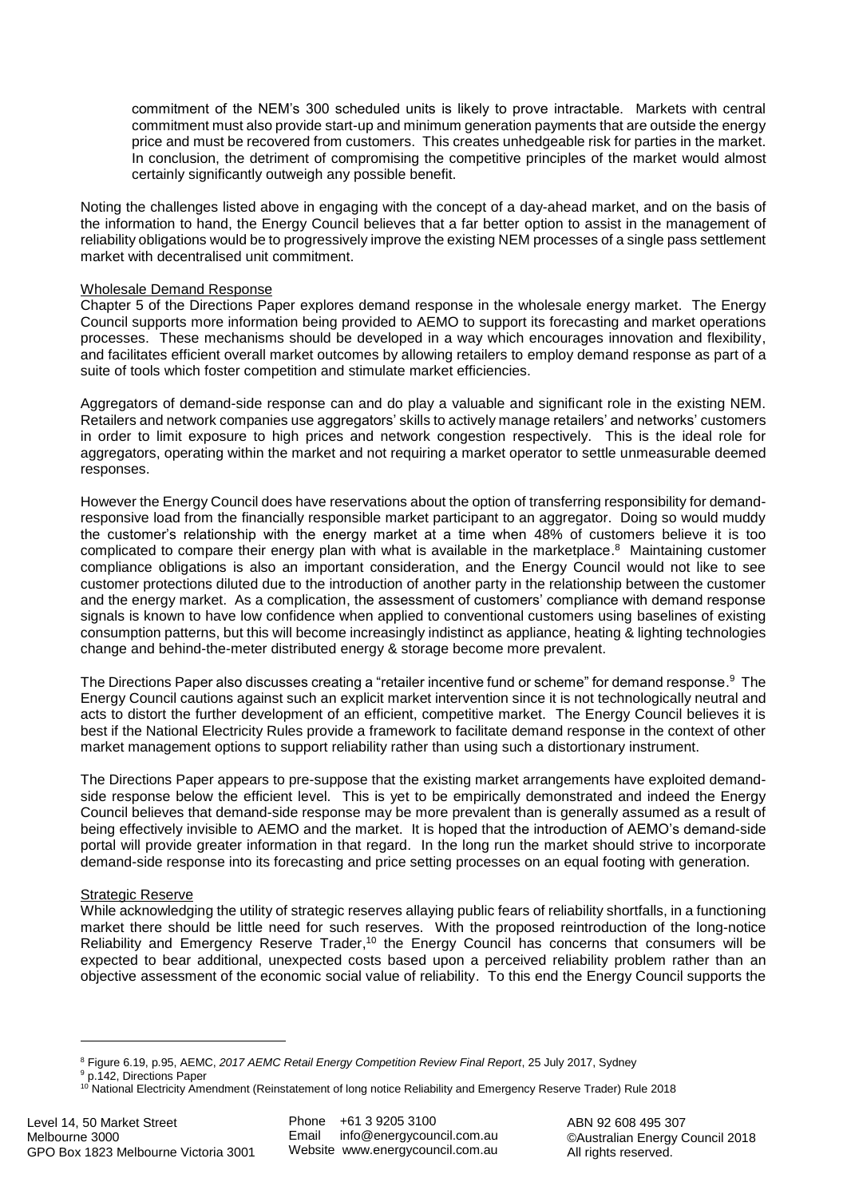commitment of the NEM's 300 scheduled units is likely to prove intractable. Markets with central commitment must also provide start-up and minimum generation payments that are outside the energy price and must be recovered from customers. This creates unhedgeable risk for parties in the market. In conclusion, the detriment of compromising the competitive principles of the market would almost certainly significantly outweigh any possible benefit.

Noting the challenges listed above in engaging with the concept of a day-ahead market, and on the basis of the information to hand, the Energy Council believes that a far better option to assist in the management of reliability obligations would be to progressively improve the existing NEM processes of a single pass settlement market with decentralised unit commitment.

Wholesale Demand Response

Chapter 5 of the Directions Paper explores demand response in the wholesale energy market. The Energy Council supports more information being provided to AEMO to support its forecasting and market operations processes. These mechanisms should be developed in a way which encourages innovation and flexibility, and facilitates efficient overall market outcomes by allowing retailers to employ demand response as part of a suite of tools which foster competition and stimulate market efficiencies.

Aggregators of demand-side response can and do play a valuable and significant role in the existing NEM. Retailers and network companies use aggregators' skills to actively manage retailers' and networks' customers in order to limit exposure to high prices and network congestion respectively. This is the ideal role for aggregators, operating within the market and not requiring a market operator to settle unmeasurable deemed responses.

However the Energy Council does have reservations about the option of transferring responsibility for demand-responsive load from the financially responsible market participant to an aggregator. Doing so would muddy the customer's relationship with the energy market at a time when 48% of customers believe it is too complicated to compare their energy plan with what is available in the marketplace.[8] Maintaining customer compliance obligations is also an important consideration, and the Energy Council would not like to see customer protections diluted due to the introduction of another party in the relationship between the customer and the energy market. As a complication, the assessment of customers' compliance with demand response signals is known to have low confidence when applied to conventional customers using baselines of existing consumption patterns, but this will become increasingly indistinct as appliance, heating & lighting technologies change and behind-the-meter distributed energy & storage become more prevalent.

The Directions Paper also discusses creating a "retailer incentive fund or scheme" for demand response.[9] The Energy Council cautions against such an explicit market intervention since it is not technologically neutral and acts to distort the further development of an efficient, competitive market. The Energy Council believes it is best if the National Electricity Rules provide a framework to facilitate demand response in the context of other market management options to support reliability rather than using such a distortionary instrument.

The Directions Paper appears to pre-suppose that the existing market arrangements have exploited demand-side response below the efficient level. This is yet to be empirically demonstrated and indeed the Energy Council believes that demand-side response may be more prevalent than is generally assumed as a result of being effectively invisible to AEMO and the market. It is hoped that the introduction of AEMO's demand-side portal will provide greater information in that regard. In the long run the market should strive to incorporate demand-side response into its forecasting and price setting processes on an equal footing with generation.

Strategic Reserve

While acknowledging the utility of strategic reserves allaying public fears of reliability shortfalls, in a functioning market there should be little need for such reserves. With the proposed reintroduction of the long-notice Reliability and Emergency Reserve Trader,[10] the Energy Council has concerns that consumers will be expected to bear additional, unexpected costs based upon a perceived reliability problem rather than an objective assessment of the economic social value of reliability. To this end the Energy Council supports the

[8] Figure 6.19, p.95, AEMC, *2017 AEMC Retail Energy Competition Review Final Report*, 25 July 2017, Sydney

[9] p.142, Directions Paper

[10] National Electricity Amendment (Reinstatement of long notice Reliability and Emergency Reserve Trader) Rule 2018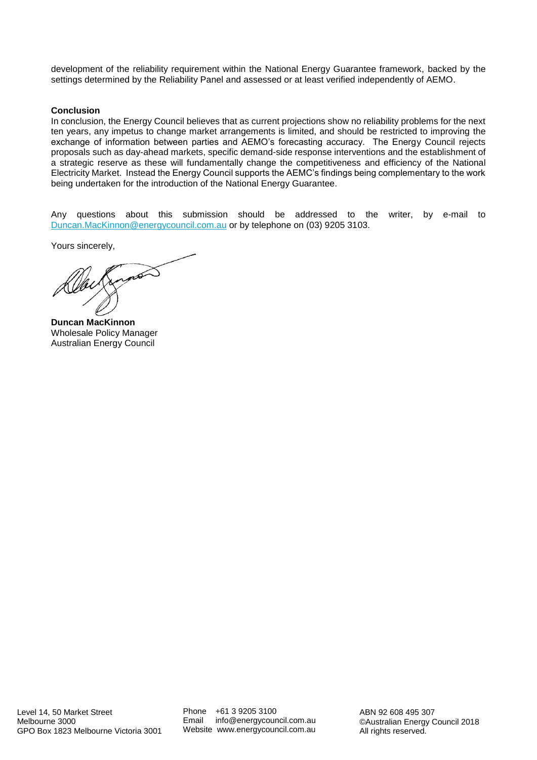development of the reliability requirement within the National Energy Guarantee framework, backed by the settings determined by the Reliability Panel and assessed or at least verified independently of AEMO.

**Conclusion**

In conclusion, the Energy Council believes that as current projections show no reliability problems for the next ten years, any impetus to change market arrangements is limited, and should be restricted to improving the exchange of information between parties and AEMO's forecasting accuracy. The Energy Council rejects proposals such as day-ahead markets, specific demand-side response interventions and the establishment of a strategic reserve as these will fundamentally change the competitiveness and efficiency of the National Electricity Market. Instead the Energy Council supports the AEMC's findings being complementary to the work being undertaken for the introduction of the National Energy Guarantee.

Any questions about this submission should be addressed to the writer, by e-mail to Duncan.MacKinnon@energycouncil.com.au or by telephone on (03) 9205 3103.

Yours sincerely,

**Duncan MacKinnon**
Wholesale Policy Manager
Australian Energy Council

Level 14, 50 Market Street
Melbourne 3000
GPO Box 1823 Melbourne Victoria 3001

Phone +61 3 9205 3100
Email info@energycouncil.com.au
Website www.energycouncil.com.au

ABN 92 608 495 307
©Australian Energy Council 2018
All rights reserved.